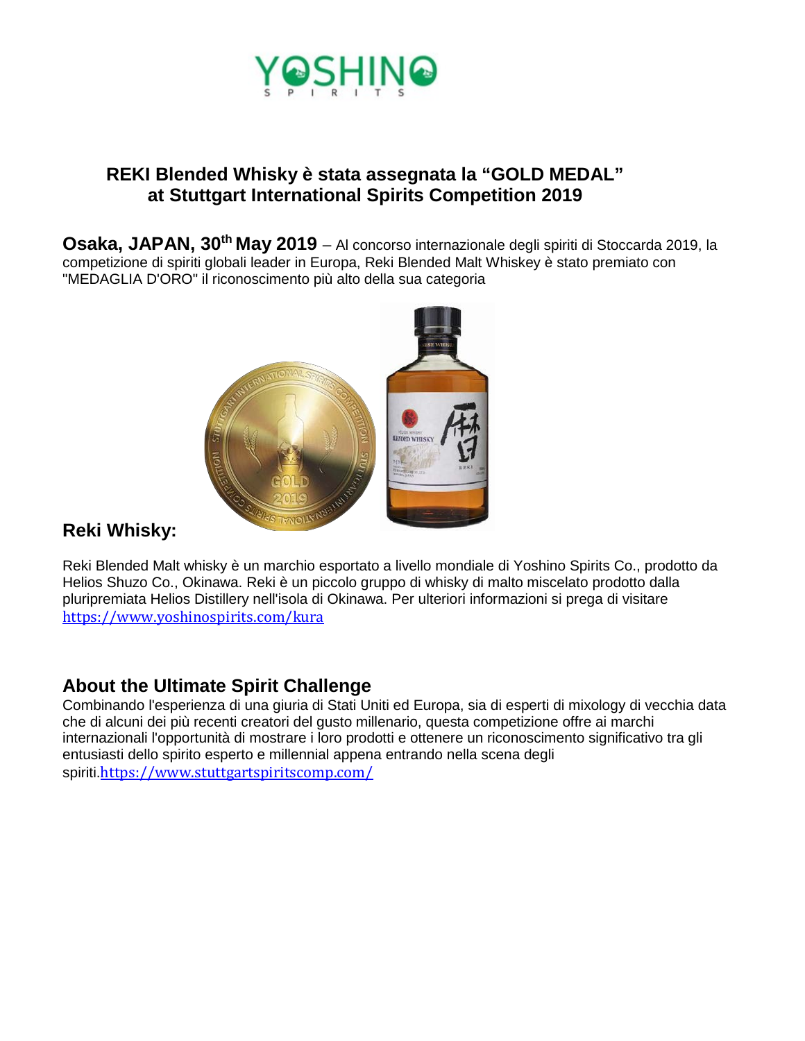YOSHINO SPIRITS

## REKI Blended Whisky è stata assegnata la "GOLD MEDAL" at Stuttgart International Spirits Competition 2019

**Osaka, JAPAN, 30th May 2019** – Al concorso internazionale degli spiriti di Stoccarda 2019, la competizione di spiriti globali leader in Europa, Reki Blended Malt Whiskey è stato premiato con "MEDAGLIA D'ORO" il riconoscimento più alto della sua categoria

### Reki Whisky:

Reki Blended Malt whisky è un marchio esportato a livello mondiale di Yoshino Spirits Co., prodotto da Helios Shuzo Co., Okinawa. Reki è un piccolo gruppo di whisky di malto miscelato prodotto dalla pluripremiata Helios Distillery nell'isola di Okinawa. Per ulteriori informazioni si prega di visitare https://www.yoshinospirits.com/kura

### About the Ultimate Spirit Challenge

Combinando l'esperienza di una giuria di Stati Uniti ed Europa, sia di esperti di mixology di vecchia data che di alcuni dei più recenti creatori del gusto millenario, questa competizione offre ai marchi internazionali l'opportunità di mostrare i loro prodotti e ottenere un riconoscimento significativo tra gli entusiasti dello spirito esperto e millennial appena entrando nella scena degli spiriti.https://www.stuttgartspiritscomp.com/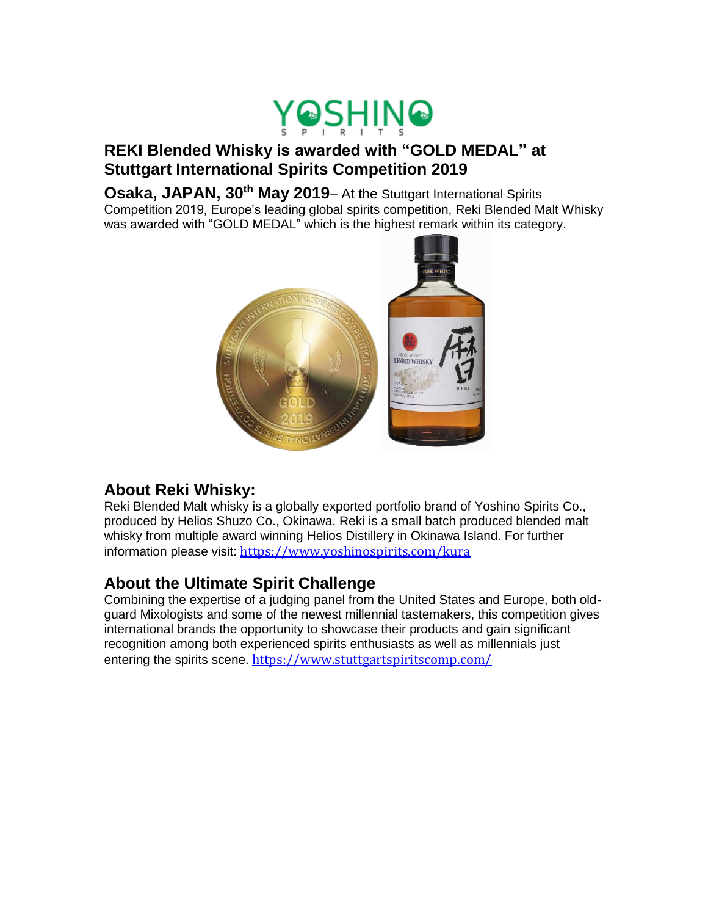YOSHINO SPIRITS

## REKI Blended Whisky is awarded with "GOLD MEDAL" at Stuttgart International Spirits Competition 2019

**Osaka, JAPAN, 30th May 2019**– At the Stuttgart International Spirits Competition 2019, Europe's leading global spirits competition, Reki Blended Malt Whisky was awarded with "GOLD MEDAL" which is the highest remark within its category.

### About Reki Whisky:

Reki Blended Malt whisky is a globally exported portfolio brand of Yoshino Spirits Co., produced by Helios Shuzo Co., Okinawa. Reki is a small batch produced blended malt whisky from multiple award winning Helios Distillery in Okinawa Island. For further information please visit: https://www.yoshinospirits.com/kura

### About the Ultimate Spirit Challenge

Combining the expertise of a judging panel from the United States and Europe, both old-guard Mixologists and some of the newest millennial tastemakers, this competition gives international brands the opportunity to showcase their products and gain significant recognition among both experienced spirits enthusiasts as well as millennials just entering the spirits scene. https://www.stuttgartspiritscomp.com/